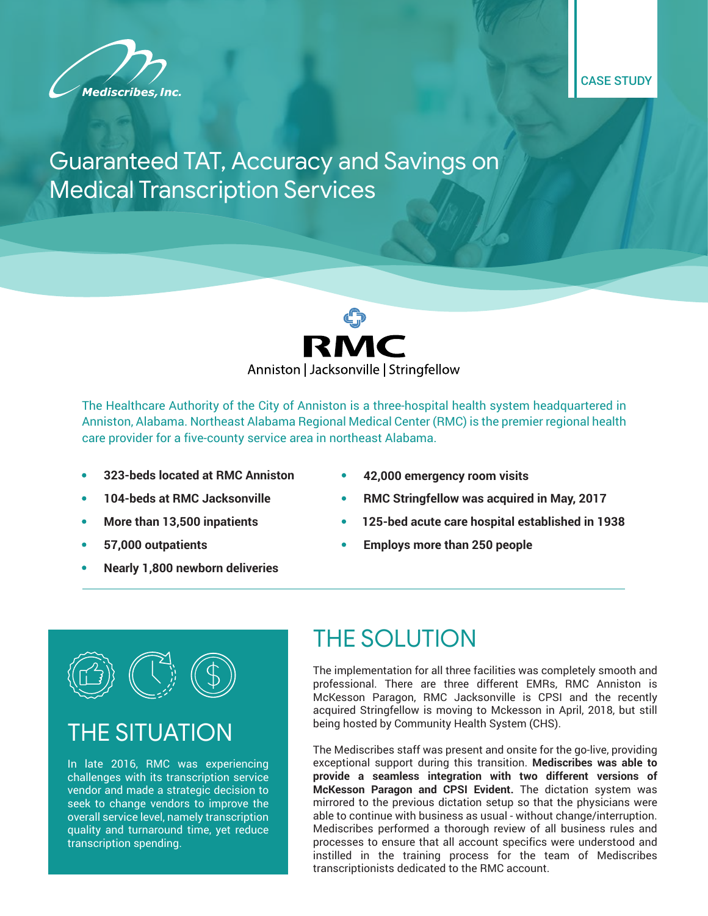Mediscribes, Inc.

CASE STUDY

# Guaranteed TAT, Accuracy and Savings on Medical Transcription Services

RMC

Anniston | Jacksonville | Stringfellow

The Healthcare Authority of the City of Anniston is a three-hospital health system headquartered in Anniston, Alabama. Northeast Alabama Regional Medical Center (RMC) is the premier regional health care provider for a five-county service area in northeast Alabama.

- **323-beds located at RMC Anniston**
- **104-beds at RMC Jacksonville**
- **More than 13,500 inpatients**
- **57,000 outpatients**
- **Nearly 1,800 newborn deliveries**
- **42,000 emergency room visits**
- **RMC Stringfellow was acquired in May, 2017**
- **125-bed acute care hospital established in 1938**
- **Employs more than 250 people**

## THE SITUATION

In late 2016, RMC was experiencing challenges with its transcription service vendor and made a strategic decision to seek to change vendors to improve the overall service level, namely transcription quality and turnaround time, yet reduce transcription spending.

## THE SOLUTION

The implementation for all three facilities was completely smooth and professional. There are three different EMRs, RMC Anniston is McKesson Paragon, RMC Jacksonville is CPSI and the recently acquired Stringfellow is moving to Mckesson in April, 2018, but still being hosted by Community Health System (CHS).

The Mediscribes staff was present and onsite for the go-live, providing exceptional support during this transition. **Mediscribes was able to provide a seamless integration with two different versions of McKesson Paragon and CPSI Evident.** The dictation system was mirrored to the previous dictation setup so that the physicians were able to continue with business as usual - without change/interruption. Mediscribes performed a thorough review of all business rules and processes to ensure that all account specifics were understood and instilled in the training process for the team of Mediscribes transcriptionists dedicated to the RMC account.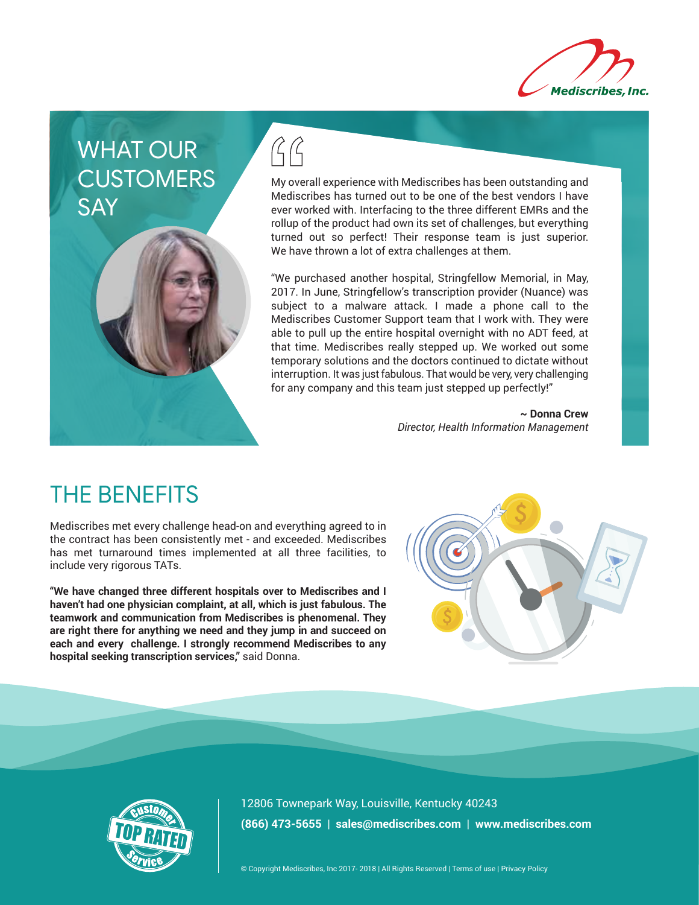Mediscribes, Inc.

## WHAT OUR CUSTOMERS SAY

My overall experience with Mediscribes has been outstanding and Mediscribes has turned out to be one of the best vendors I have ever worked with. Interfacing to the three different EMRs and the rollup of the product had own its set of challenges, but everything turned out so perfect! Their response team is just superior. We have thrown a lot of extra challenges at them.

"We purchased another hospital, Stringfellow Memorial, in May, 2017. In June, Stringfellow's transcription provider (Nuance) was subject to a malware attack. I made a phone call to the Mediscribes Customer Support team that I work with. They were able to pull up the entire hospital overnight with no ADT feed, at that time. Mediscribes really stepped up. We worked out some temporary solutions and the doctors continued to dictate without interruption. It was just fabulous. That would be very, very challenging for any company and this team just stepped up perfectly!"

**~ Donna Crew**
*Director, Health Information Management*

## THE BENEFITS

Mediscribes met every challenge head-on and everything agreed to in the contract has been consistently met - and exceeded. Mediscribes has met turnaround times implemented at all three facilities, to include very rigorous TATs.

**"We have changed three different hospitals over to Mediscribes and I haven't had one physician complaint, at all, which is just fabulous. The teamwork and communication from Mediscribes is phenomenal. They are right there for anything we need and they jump in and succeed on each and every challenge. I strongly recommend Mediscribes to any hospital seeking transcription services,"** said Donna.

Customer TOP RATED Service

12806 Townepark Way, Louisville, Kentucky 40243

**(866) 473-5655 | sales@mediscribes.com | www.mediscribes.com**

© Copyright Mediscribes, Inc 2017- 2018 | All Rights Reserved | Terms of use | Privacy Policy